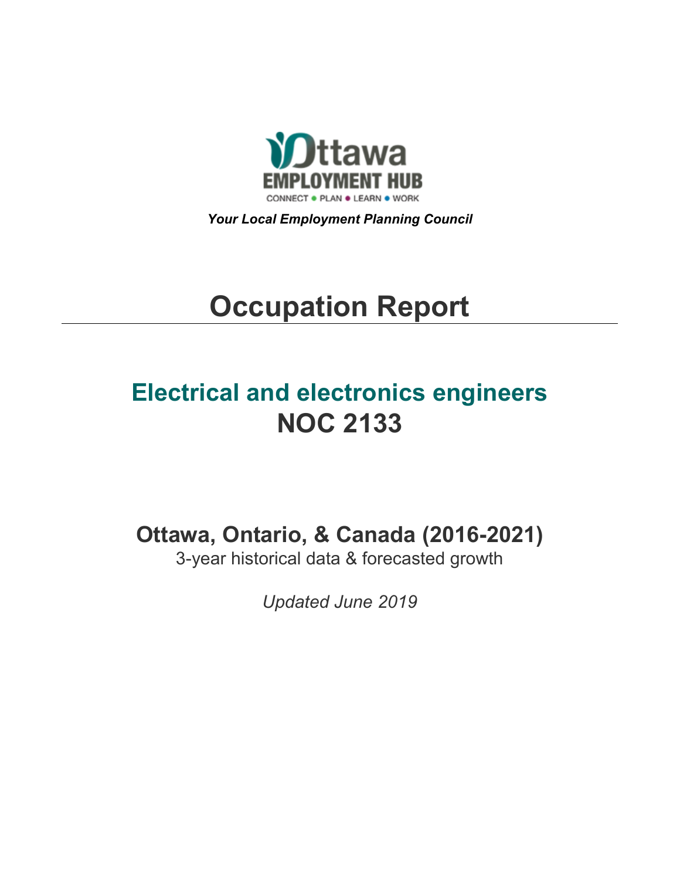Ottawa EMPLOYMENT HUB

CONNECT • PLAN • LEARN • WORK

***Your Local Employment Planning Council***

# Occupation Report

## Electrical and electronics engineers
## NOC 2133

### Ottawa, Ontario, & Canada (2016-2021)

3-year historical data & forecasted growth

*Updated June 2019*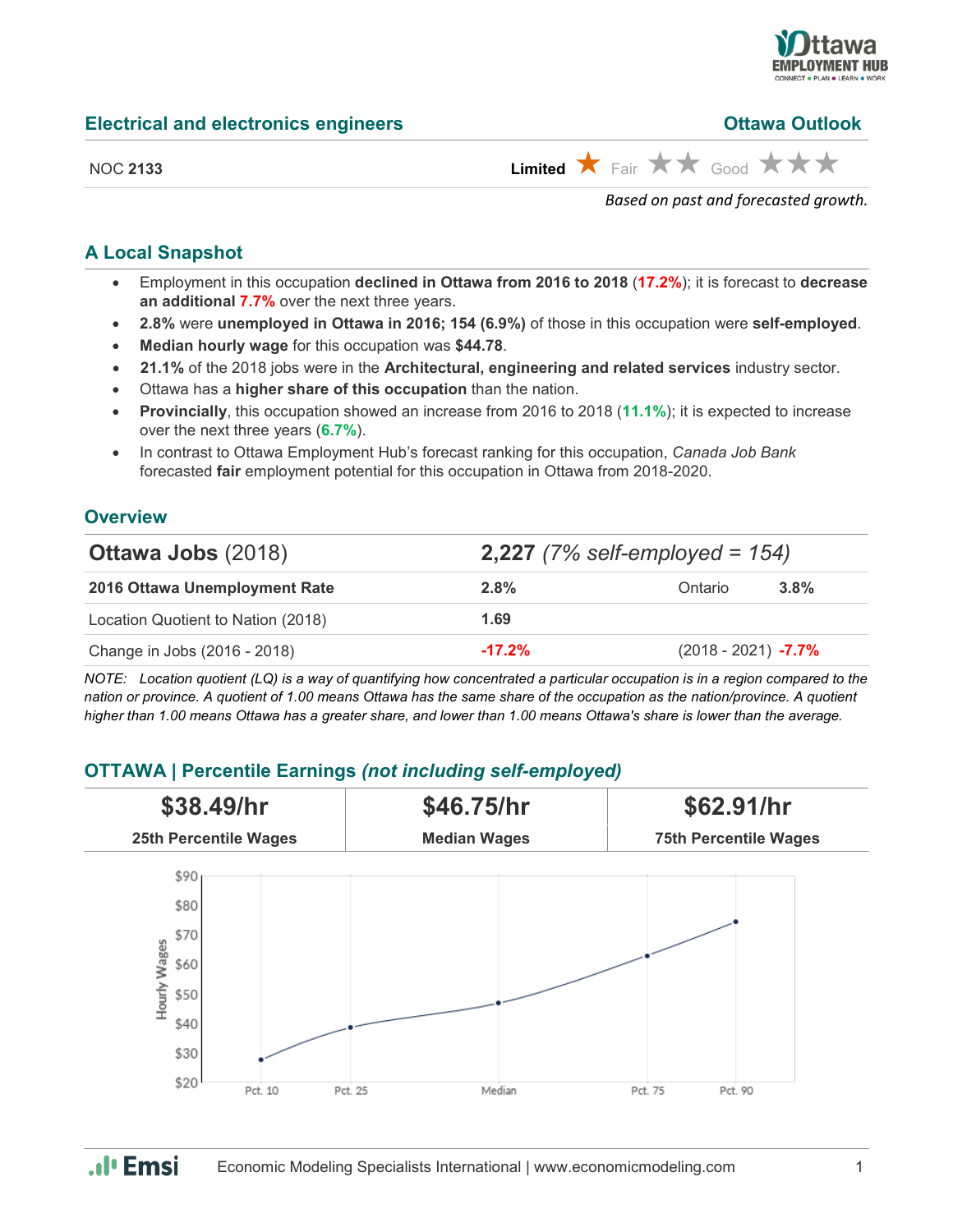## Electrical and electronics engineers

**Ottawa Outlook**

NOC **2133**

**Limited** ★ Fair ★★ Good ★★★

*Based on past and forecasted growth.*

### A Local Snapshot

- Employment in this occupation **declined in Ottawa from 2016 to 2018** (**17.2%**); it is forecast to **decrease an additional 7.7%** over the next three years.
- **2.8%** were **unemployed in Ottawa in 2016; 154 (6.9%)** of those in this occupation were **self-employed**.
- **Median hourly wage** for this occupation was **$44.78**.
- **21.1%** of the 2018 jobs were in the **Architectural, engineering and related services** industry sector.
- Ottawa has a **higher share of this occupation** than the nation.
- **Provincially**, this occupation showed an increase from 2016 to 2018 (**11.1%**); it is expected to increase over the next three years (**6.7%**).
- In contrast to Ottawa Employment Hub's forecast ranking for this occupation, *Canada Job Bank* forecasted **fair** employment potential for this occupation in Ottawa from 2018-2020.

### Overview

| **Ottawa Jobs** (2018) | **2,227** *(7% self-employed = 154)* | | |
|---|---|---|---|
| **2016 Ottawa Unemployment Rate** | **2.8%** | Ontario | **3.8%** |
| Location Quotient to Nation (2018) | **1.69** | | |
| Change in Jobs (2016 - 2018) | **-17.2%** | (2018 - 2021) | **-7.7%** |

*NOTE: Location quotient (LQ) is a way of quantifying how concentrated a particular occupation is in a region compared to the nation or province. A quotient of 1.00 means Ottawa has the same share of the occupation as the nation/province. A quotient higher than 1.00 means Ottawa has a greater share, and lower than 1.00 means Ottawa's share is lower than the average.*

### OTTAWA | Percentile Earnings *(not including self-employed)*

| **$38.49/hr** | **$46.75/hr** | **$62.91/hr** |
|---|---|---|
| **25th Percentile Wages** | **Median Wages** | **75th Percentile Wages** |

Economic Modeling Specialists International | www.economicmodeling.com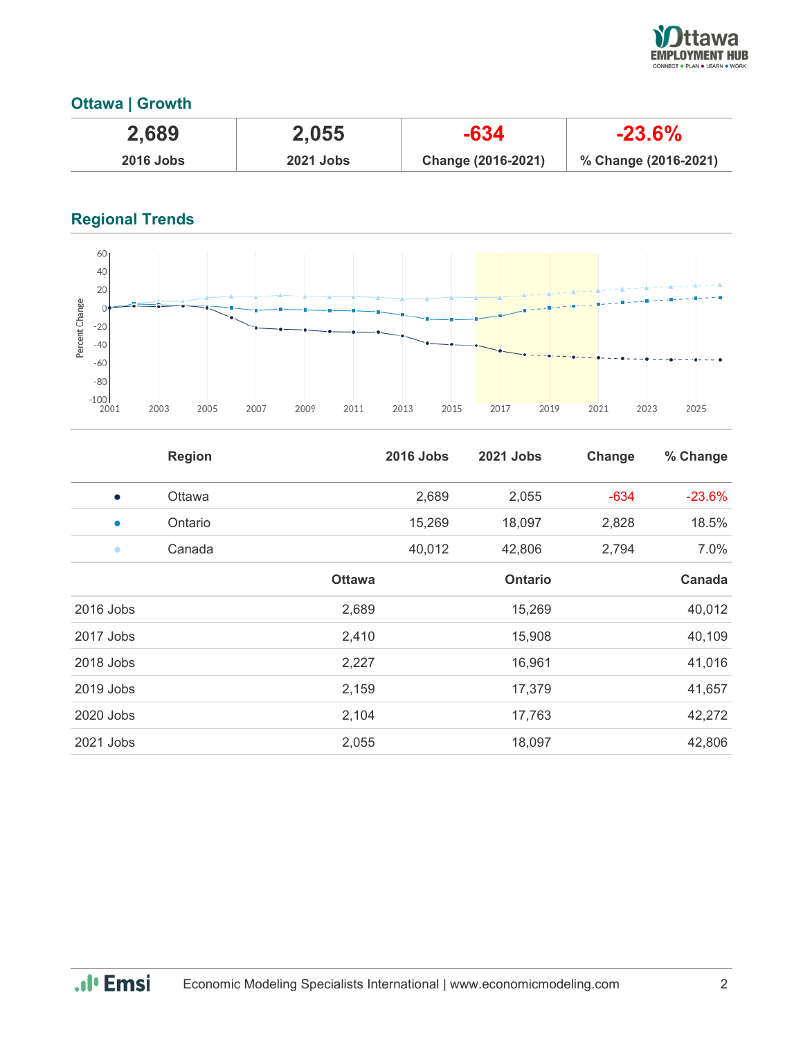## Ottawa | Growth

| 2,689 | 2,055 | -634 | -23.6% |
|---|---|---|---|
| 2016 Jobs | 2021 Jobs | Change (2016-2021) | % Change (2016-2021) |

## Regional Trends

| | Region | 2016 Jobs | 2021 Jobs | Change | % Change |
|---|---|---|---|---|---|
| ● | Ottawa | 2,689 | 2,055 | -634 | -23.6% |
| ● | Ontario | 15,269 | 18,097 | 2,828 | 18.5% |
| ● | Canada | 40,012 | 42,806 | 2,794 | 7.0% |

| | Ottawa | Ontario | Canada |
|---|---|---|---|
| 2016 Jobs | 2,689 | 15,269 | 40,012 |
| 2017 Jobs | 2,410 | 15,908 | 40,109 |
| 2018 Jobs | 2,227 | 16,961 | 41,016 |
| 2019 Jobs | 2,159 | 17,379 | 41,657 |
| 2020 Jobs | 2,104 | 17,763 | 42,272 |
| 2021 Jobs | 2,055 | 18,097 | 42,806 |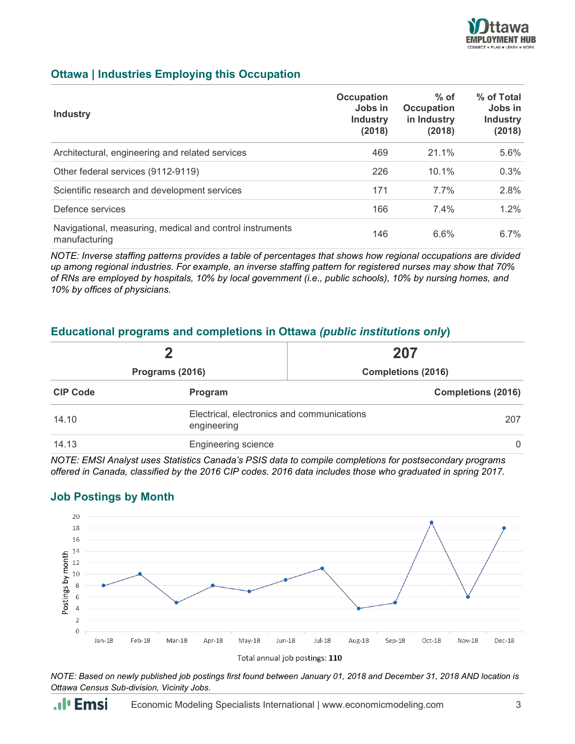## Ottawa | Industries Employing this Occupation

| Industry | Occupation Jobs in Industry (2018) | % of Occupation in Industry (2018) | % of Total Jobs in Industry (2018) |
|---|---|---|---|
| Architectural, engineering and related services | 469 | 21.1% | 5.6% |
| Other federal services (9112-9119) | 226 | 10.1% | 0.3% |
| Scientific research and development services | 171 | 7.7% | 2.8% |
| Defence services | 166 | 7.4% | 1.2% |
| Navigational, measuring, medical and control instruments manufacturing | 146 | 6.6% | 6.7% |

*NOTE: Inverse staffing patterns provides a table of percentages that shows how regional occupations are divided up among regional industries. For example, an inverse staffing pattern for registered nurses may show that 70% of RNs are employed by hospitals, 10% by local government (i.e., public schools), 10% by nursing homes, and 10% by offices of physicians.*

## Educational programs and completions in Ottawa *(public institutions only)*

| 2 | 207 |
|---|---|
| Programs (2016) | Completions (2016) |

| CIP Code | Program | Completions (2016) |
|---|---|---|
| 14.10 | Electrical, electronics and communications engineering | 207 |
| 14.13 | Engineering science | 0 |

*NOTE: EMSI Analyst uses Statistics Canada's PSIS data to compile completions for postsecondary programs offered in Canada, classified by the 2016 CIP codes. 2016 data includes those who graduated in spring 2017.*

## Job Postings by Month

| Month | Postings by month |
|---|---|
| Jan-18 | 8 |
| Feb-18 | 10 |
| Mar-18 | 5 |
| Apr-18 | 8 |
| May-18 | 7 |
| Jun-18 | 9 |
| Jul-18 | 11 |
| Aug-18 | 4 |
| Sep-18 | 5 |
| Oct-18 | 19 |
| Nov-18 | 6 |
| Dec-18 | 18 |

Total annual job postings: **110**

*NOTE: Based on newly published job postings first found between January 01, 2018 and December 31, 2018 AND location is Ottawa Census Sub-division, Vicinity Jobs.*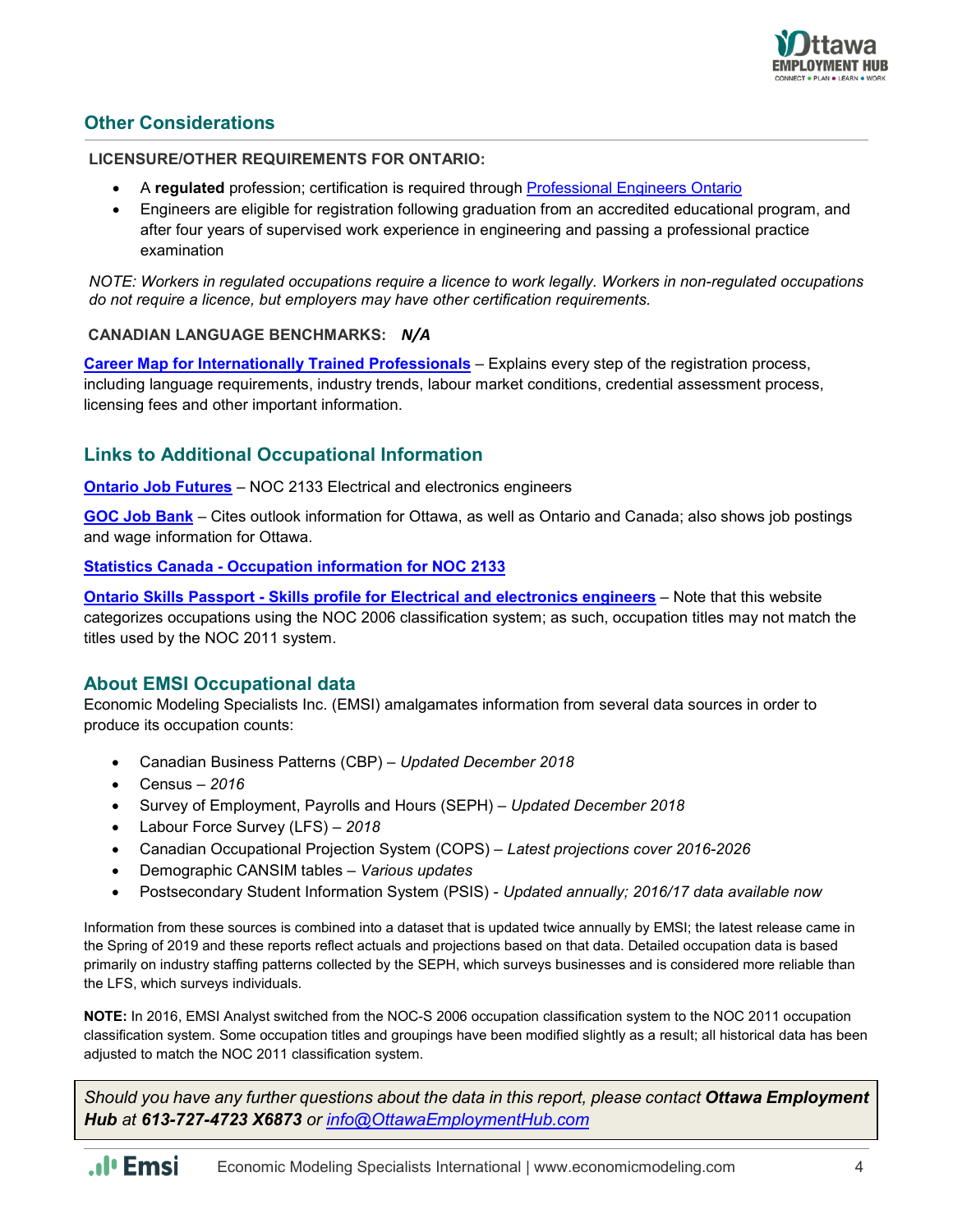## Other Considerations

**LICENSURE/OTHER REQUIREMENTS FOR ONTARIO:**

- A **regulated** profession; certification is required through Professional Engineers Ontario
- Engineers are eligible for registration following graduation from an accredited educational program, and after four years of supervised work experience in engineering and passing a professional practice examination

*NOTE: Workers in regulated occupations require a licence to work legally. Workers in non-regulated occupations do not require a licence, but employers may have other certification requirements.*

**CANADIAN LANGUAGE BENCHMARKS:** ***N/A***

**Career Map for Internationally Trained Professionals** – Explains every step of the registration process, including language requirements, industry trends, labour market conditions, credential assessment process, licensing fees and other important information.

## Links to Additional Occupational Information

**Ontario Job Futures** – NOC 2133 Electrical and electronics engineers

**GOC Job Bank** – Cites outlook information for Ottawa, as well as Ontario and Canada; also shows job postings and wage information for Ottawa.

**Statistics Canada - Occupation information for NOC 2133**

**Ontario Skills Passport - Skills profile for Electrical and electronics engineers** – Note that this website categorizes occupations using the NOC 2006 classification system; as such, occupation titles may not match the titles used by the NOC 2011 system.

## About EMSI Occupational data

Economic Modeling Specialists Inc. (EMSI) amalgamates information from several data sources in order to produce its occupation counts:

- Canadian Business Patterns (CBP) – *Updated December 2018*
- Census – *2016*
- Survey of Employment, Payrolls and Hours (SEPH) – *Updated December 2018*
- Labour Force Survey (LFS) – *2018*
- Canadian Occupational Projection System (COPS) – *Latest projections cover 2016-2026*
- Demographic CANSIM tables – *Various updates*
- Postsecondary Student Information System (PSIS) - *Updated annually; 2016/17 data available now*

Information from these sources is combined into a dataset that is updated twice annually by EMSI; the latest release came in the Spring of 2019 and these reports reflect actuals and projections based on that data. Detailed occupation data is based primarily on industry staffing patterns collected by the SEPH, which surveys businesses and is considered more reliable than the LFS, which surveys individuals.

**NOTE:** In 2016, EMSI Analyst switched from the NOC-S 2006 occupation classification system to the NOC 2011 occupation classification system. Some occupation titles and groupings have been modified slightly as a result; all historical data has been adjusted to match the NOC 2011 classification system.

*Should you have any further questions about the data in this report, please contact **Ottawa Employment Hub** at **613-727-4723 X6873** or info@OttawaEmploymentHub.com*